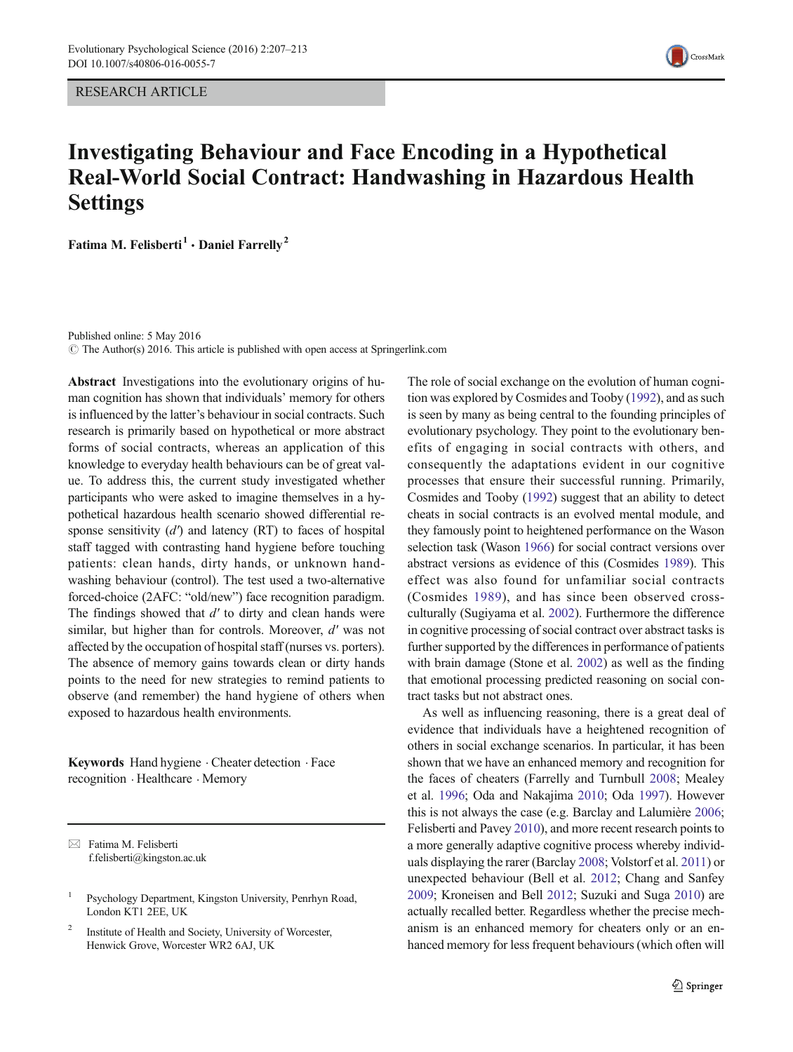RESEARCH ARTICLE

# Investigating Behaviour and Face Encoding in a Hypothetical Real-World Social Contract: Handwashing in Hazardous Health Settings

**Fatima M. Felisberti[1] · Daniel Farrelly[2]**

Published online: 5 May 2016
© The Author(s) 2016. This article is published with open access at Springerlink.com

**Abstract** Investigations into the evolutionary origins of human cognition has shown that individuals' memory for others is influenced by the latter's behaviour in social contracts. Such research is primarily based on hypothetical or more abstract forms of social contracts, whereas an application of this knowledge to everyday health behaviours can be of great value. To address this, the current study investigated whether participants who were asked to imagine themselves in a hypothetical hazardous health scenario showed differential response sensitivity ($d'$) and latency (RT) to faces of hospital staff tagged with contrasting hand hygiene before touching patients: clean hands, dirty hands, or unknown handwashing behaviour (control). The test used a two-alternative forced-choice (2AFC: "old/new") face recognition paradigm. The findings showed that $d'$ to dirty and clean hands were similar, but higher than for controls. Moreover, $d'$ was not affected by the occupation of hospital staff (nurses vs. porters). The absence of memory gains towards clean or dirty hands points to the need for new strategies to remind patients to observe (and remember) the hand hygiene of others when exposed to hazardous health environments.

**Keywords** Hand hygiene · Cheater detection · Face recognition · Healthcare · Memory

✉ Fatima M. Felisberti
f.felisberti@kingston.ac.uk

[1] Psychology Department, Kingston University, Penrhyn Road, London KT1 2EE, UK

[2] Institute of Health and Society, University of Worcester, Henwick Grove, Worcester WR2 6AJ, UK

The role of social exchange on the evolution of human cognition was explored by Cosmides and Tooby (1992), and as such is seen by many as being central to the founding principles of evolutionary psychology. They point to the evolutionary benefits of engaging in social contracts with others, and consequently the adaptations evident in our cognitive processes that ensure their successful running. Primarily, Cosmides and Tooby (1992) suggest that an ability to detect cheats in social contracts is an evolved mental module, and they famously point to heightened performance on the Wason selection task (Wason 1966) for social contract versions over abstract versions as evidence of this (Cosmides 1989). This effect was also found for unfamiliar social contracts (Cosmides 1989), and has since been observed cross-culturally (Sugiyama et al. 2002). Furthermore the difference in cognitive processing of social contract over abstract tasks is further supported by the differences in performance of patients with brain damage (Stone et al. 2002) as well as the finding that emotional processing predicted reasoning on social contract tasks but not abstract ones.

As well as influencing reasoning, there is a great deal of evidence that individuals have a heightened recognition of others in social exchange scenarios. In particular, it has been shown that we have an enhanced memory and recognition for the faces of cheaters (Farrelly and Turnbull 2008; Mealey et al. 1996; Oda and Nakajima 2010; Oda 1997). However this is not always the case (e.g. Barclay and Lalumière 2006; Felisberti and Pavey 2010), and more recent research points to a more generally adaptive cognitive process whereby individuals displaying the rarer (Barclay 2008; Volstorf et al. 2011) or unexpected behaviour (Bell et al. 2012; Chang and Sanfey 2009; Kroneisen and Bell 2012; Suzuki and Suga 2010) are actually recalled better. Regardless whether the precise mechanism is an enhanced memory for cheaters only or an enhanced memory for less frequent behaviours (which often will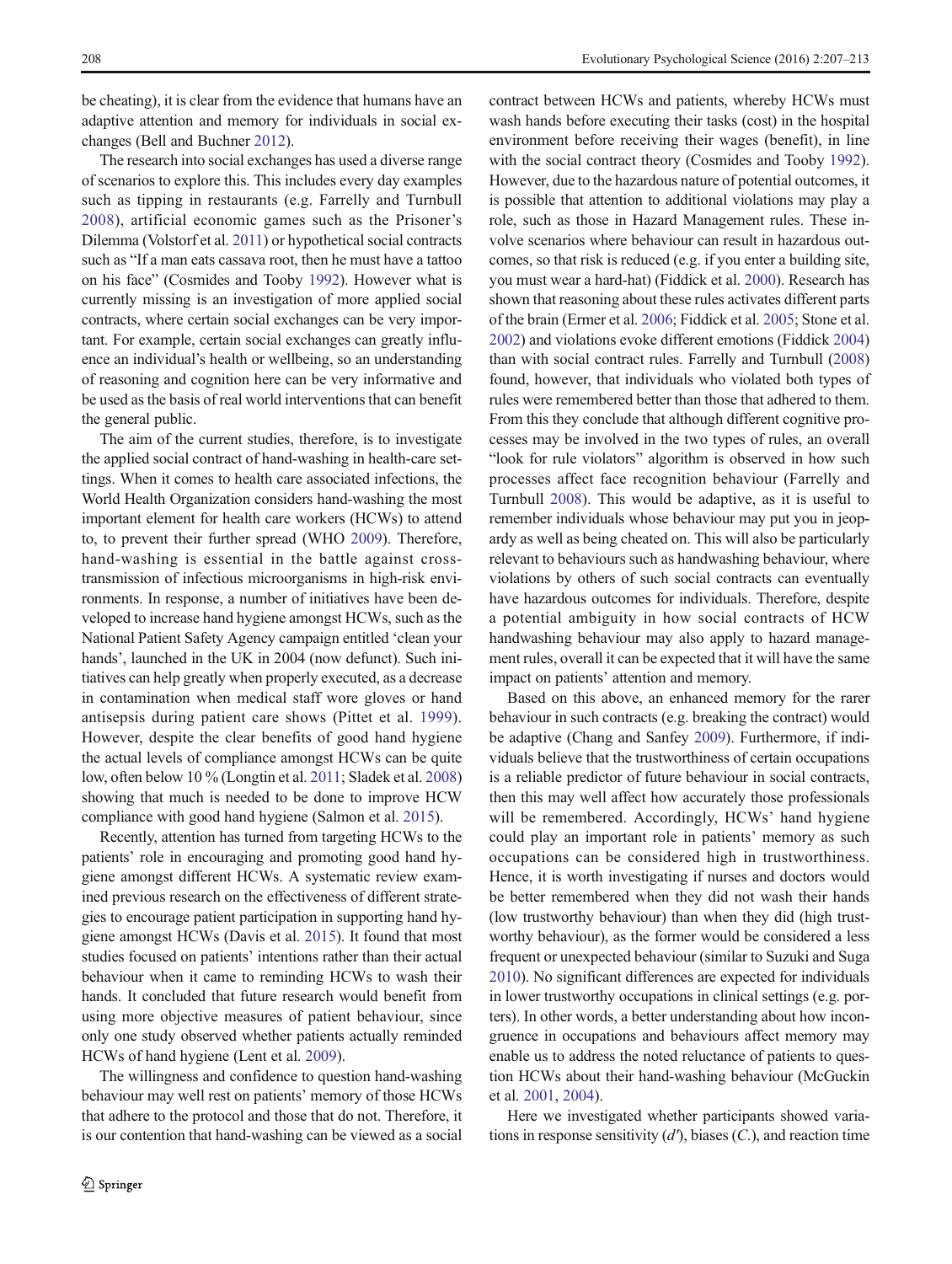be cheating), it is clear from the evidence that humans have an adaptive attention and memory for individuals in social exchanges (Bell and Buchner 2012).

The research into social exchanges has used a diverse range of scenarios to explore this. This includes every day examples such as tipping in restaurants (e.g. Farrelly and Turnbull 2008), artificial economic games such as the Prisoner's Dilemma (Volstorf et al. 2011) or hypothetical social contracts such as "If a man eats cassava root, then he must have a tattoo on his face" (Cosmides and Tooby 1992). However what is currently missing is an investigation of more applied social contracts, where certain social exchanges can be very important. For example, certain social exchanges can greatly influence an individual's health or wellbeing, so an understanding of reasoning and cognition here can be very informative and be used as the basis of real world interventions that can benefit the general public.

The aim of the current studies, therefore, is to investigate the applied social contract of hand-washing in health-care settings. When it comes to health care associated infections, the World Health Organization considers hand-washing the most important element for health care workers (HCWs) to attend to, to prevent their further spread (WHO 2009). Therefore, hand-washing is essential in the battle against cross-transmission of infectious microorganisms in high-risk environments. In response, a number of initiatives have been developed to increase hand hygiene amongst HCWs, such as the National Patient Safety Agency campaign entitled 'clean your hands', launched in the UK in 2004 (now defunct). Such initiatives can help greatly when properly executed, as a decrease in contamination when medical staff wore gloves or hand antisepsis during patient care shows (Pittet et al. 1999). However, despite the clear benefits of good hand hygiene the actual levels of compliance amongst HCWs can be quite low, often below 10 % (Longtin et al. 2011; Sladek et al. 2008) showing that much is needed to be done to improve HCW compliance with good hand hygiene (Salmon et al. 2015).

Recently, attention has turned from targeting HCWs to the patients' role in encouraging and promoting good hand hygiene amongst different HCWs. A systematic review examined previous research on the effectiveness of different strategies to encourage patient participation in supporting hand hygiene amongst HCWs (Davis et al. 2015). It found that most studies focused on patients' intentions rather than their actual behaviour when it came to reminding HCWs to wash their hands. It concluded that future research would benefit from using more objective measures of patient behaviour, since only one study observed whether patients actually reminded HCWs of hand hygiene (Lent et al. 2009).

The willingness and confidence to question hand-washing behaviour may well rest on patients' memory of those HCWs that adhere to the protocol and those that do not. Therefore, it is our contention that hand-washing can be viewed as a social contract between HCWs and patients, whereby HCWs must wash hands before executing their tasks (cost) in the hospital environment before receiving their wages (benefit), in line with the social contract theory (Cosmides and Tooby 1992). However, due to the hazardous nature of potential outcomes, it is possible that attention to additional violations may play a role, such as those in Hazard Management rules. These involve scenarios where behaviour can result in hazardous outcomes, so that risk is reduced (e.g. if you enter a building site, you must wear a hard-hat) (Fiddick et al. 2000). Research has shown that reasoning about these rules activates different parts of the brain (Ermer et al. 2006; Fiddick et al. 2005; Stone et al. 2002) and violations evoke different emotions (Fiddick 2004) than with social contract rules. Farrelly and Turnbull (2008) found, however, that individuals who violated both types of rules were remembered better than those that adhered to them. From this they conclude that although different cognitive processes may be involved in the two types of rules, an overall "look for rule violators" algorithm is observed in how such processes affect face recognition behaviour (Farrelly and Turnbull 2008). This would be adaptive, as it is useful to remember individuals whose behaviour may put you in jeopardy as well as being cheated on. This will also be particularly relevant to behaviours such as handwashing behaviour, where violations by others of such social contracts can eventually have hazardous outcomes for individuals. Therefore, despite a potential ambiguity in how social contracts of HCW handwashing behaviour may also apply to hazard management rules, overall it can be expected that it will have the same impact on patients' attention and memory.

Based on this above, an enhanced memory for the rarer behaviour in such contracts (e.g. breaking the contract) would be adaptive (Chang and Sanfey 2009). Furthermore, if individuals believe that the trustworthiness of certain occupations is a reliable predictor of future behaviour in social contracts, then this may well affect how accurately those professionals will be remembered. Accordingly, HCWs' hand hygiene could play an important role in patients' memory as such occupations can be considered high in trustworthiness. Hence, it is worth investigating if nurses and doctors would be better remembered when they did not wash their hands (low trustworthy behaviour) than when they did (high trustworthy behaviour), as the former would be considered a less frequent or unexpected behaviour (similar to Suzuki and Suga 2010). No significant differences are expected for individuals in lower trustworthy occupations in clinical settings (e.g. porters). In other words, a better understanding about how incongruence in occupations and behaviours affect memory may enable us to address the noted reluctance of patients to question HCWs about their hand-washing behaviour (McGuckin et al. 2001, 2004).

Here we investigated whether participants showed variations in response sensitivity ($d'$), biases ($C.$), and reaction time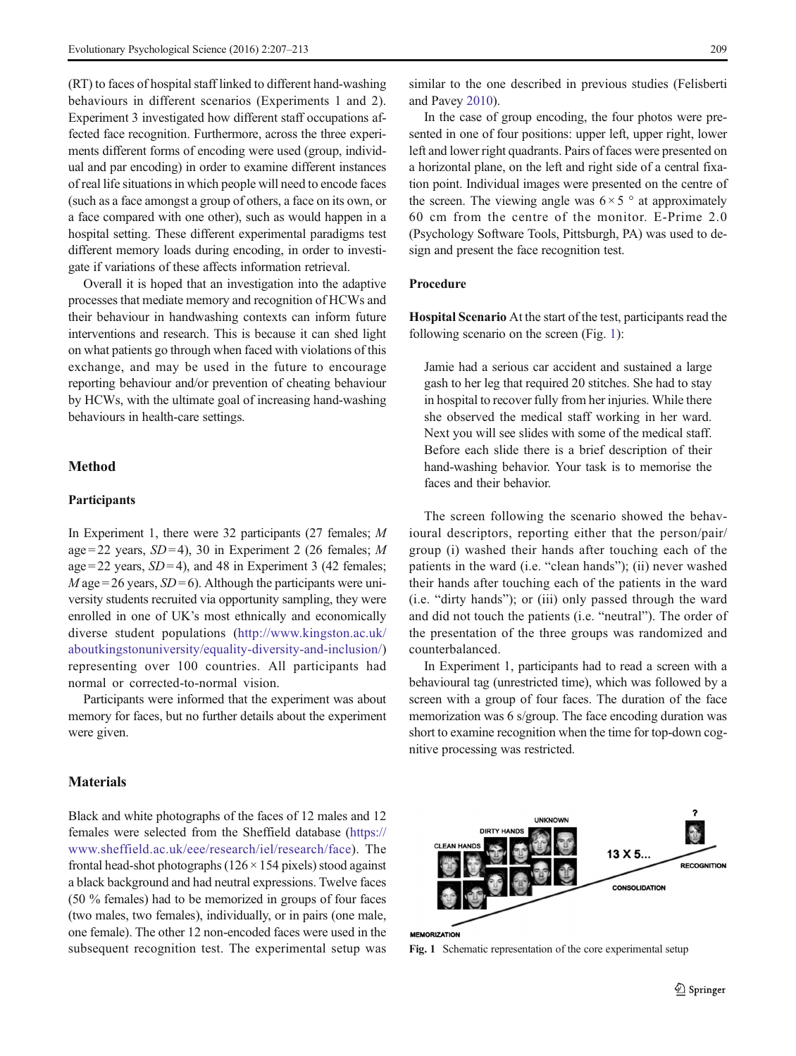(RT) to faces of hospital staff linked to different hand-washing behaviours in different scenarios (Experiments 1 and 2). Experiment 3 investigated how different staff occupations affected face recognition. Furthermore, across the three experiments different forms of encoding were used (group, individual and par encoding) in order to examine different instances of real life situations in which people will need to encode faces (such as a face amongst a group of others, a face on its own, or a face compared with one other), such as would happen in a hospital setting. These different experimental paradigms test different memory loads during encoding, in order to investigate if variations of these affects information retrieval.

Overall it is hoped that an investigation into the adaptive processes that mediate memory and recognition of HCWs and their behaviour in handwashing contexts can inform future interventions and research. This is because it can shed light on what patients go through when faced with violations of this exchange, and may be used in the future to encourage reporting behaviour and/or prevention of cheating behaviour by HCWs, with the ultimate goal of increasing hand-washing behaviours in health-care settings.

## Method

### Participants

In Experiment 1, there were 32 participants (27 females; *M* age = 22 years, *SD* = 4), 30 in Experiment 2 (26 females; *M* age = 22 years, *SD* = 4), and 48 in Experiment 3 (42 females; *M* age = 26 years, *SD* = 6). Although the participants were university students recruited via opportunity sampling, they were enrolled in one of UK's most ethnically and economically diverse student populations (http://www.kingston.ac.uk/aboutkingstonuniversity/equality-diversity-and-inclusion/) representing over 100 countries. All participants had normal or corrected-to-normal vision.

Participants were informed that the experiment was about memory for faces, but no further details about the experiment were given.

### Materials

Black and white photographs of the faces of 12 males and 12 females were selected from the Sheffield database (https://www.sheffield.ac.uk/eee/research/iel/research/face). The frontal head-shot photographs (126 × 154 pixels) stood against a black background and had neutral expressions. Twelve faces (50 % females) had to be memorized in groups of four faces (two males, two females), individually, or in pairs (one male, one female). The other 12 non-encoded faces were used in the subsequent recognition test. The experimental setup was similar to the one described in previous studies (Felisberti and Pavey 2010).

In the case of group encoding, the four photos were presented in one of four positions: upper left, upper right, lower left and lower right quadrants. Pairs of faces were presented on a horizontal plane, on the left and right side of a central fixation point. Individual images were presented on the centre of the screen. The viewing angle was 6 × 5 ° at approximately 60 cm from the centre of the monitor. E-Prime 2.0 (Psychology Software Tools, Pittsburgh, PA) was used to design and present the face recognition test.

### Procedure

**Hospital Scenario** At the start of the test, participants read the following scenario on the screen (Fig. 1):

> Jamie had a serious car accident and sustained a large gash to her leg that required 20 stitches. She had to stay in hospital to recover fully from her injuries. While there she observed the medical staff working in her ward. Next you will see slides with some of the medical staff. Before each slide there is a brief description of their hand-washing behavior. Your task is to memorise the faces and their behavior.

The screen following the scenario showed the behavioural descriptors, reporting either that the person/pair/group (i) washed their hands after touching each of the patients in the ward (i.e. "clean hands"); (ii) never washed their hands after touching each of the patients in the ward (i.e. "dirty hands"); or (iii) only passed through the ward and did not touch the patients (i.e. "neutral"). The order of the presentation of the three groups was randomized and counterbalanced.

In Experiment 1, participants had to read a screen with a behavioural tag (unrestricted time), which was followed by a screen with a group of four faces. The duration of the face memorization was 6 s/group. The face encoding duration was short to examine recognition when the time for top-down cognitive processing was restricted.

Fig. 1 Schematic representation of the core experimental setup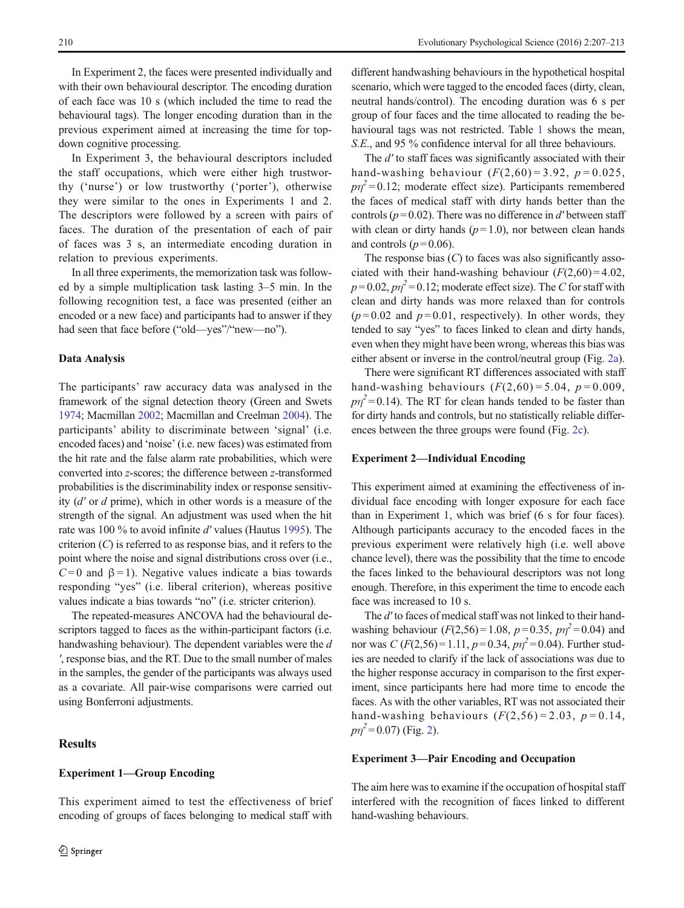In Experiment 2, the faces were presented individually and with their own behavioural descriptor. The encoding duration of each face was 10 s (which included the time to read the behavioural tags). The longer encoding duration than in the previous experiment aimed at increasing the time for top-down cognitive processing.

In Experiment 3, the behavioural descriptors included the staff occupations, which were either high trustworthy ('nurse') or low trustworthy ('porter'), otherwise they were similar to the ones in Experiments 1 and 2. The descriptors were followed by a screen with pairs of faces. The duration of the presentation of each of pair of faces was 3 s, an intermediate encoding duration in relation to previous experiments.

In all three experiments, the memorization task was followed by a simple multiplication task lasting 3–5 min. In the following recognition test, a face was presented (either an encoded or a new face) and participants had to answer if they had seen that face before ("old—yes"/"new—no").

### Data Analysis

The participants' raw accuracy data was analysed in the framework of the signal detection theory (Green and Swets 1974; Macmillan 2002; Macmillan and Creelman 2004). The participants' ability to discriminate between 'signal' (i.e. encoded faces) and 'noise' (i.e. new faces) was estimated from the hit rate and the false alarm rate probabilities, which were converted into *z*-scores; the difference between *z*-transformed probabilities is the discriminability index or response sensitivity ($d'$ or *d* prime), which in other words is a measure of the strength of the signal. An adjustment was used when the hit rate was 100 % to avoid infinite $d'$ values (Hautus 1995). The criterion ($C$) is referred to as response bias, and it refers to the point where the noise and signal distributions cross over (i.e., $C=0$ and $\beta=1$). Negative values indicate a bias towards responding "yes" (i.e. liberal criterion), whereas positive values indicate a bias towards "no" (i.e. stricter criterion).

The repeated-measures ANCOVA had the behavioural descriptors tagged to faces as the within-participant factors (i.e. handwashing behaviour). The dependent variables were the $d'$, response bias, and the RT. Due to the small number of males in the samples, the gender of the participants was always used as a covariate. All pair-wise comparisons were carried out using Bonferroni adjustments.

## Results

### Experiment 1—Group Encoding

This experiment aimed to test the effectiveness of brief encoding of groups of faces belonging to medical staff with different handwashing behaviours in the hypothetical hospital scenario, which were tagged to the encoded faces (dirty, clean, neutral hands/control). The encoding duration was 6 s per group of four faces and the time allocated to reading the behavioural tags was not restricted. Table 1 shows the mean, *S.E.*, and 95 % confidence interval for all three behaviours.

The $d'$ to staff faces was significantly associated with their hand-washing behaviour ($F(2,60)=3.92$, $p=0.025$, $p\eta^2=0.12$; moderate effect size). Participants remembered the faces of medical staff with dirty hands better than the controls ($p=0.02$). There was no difference in $d'$ between staff with clean or dirty hands ($p=1.0$), nor between clean hands and controls ($p=0.06$).

The response bias ($C$) to faces was also significantly associated with their hand-washing behaviour ($F(2,60)=4.02$, $p=0.02$, $p\eta^2=0.12$; moderate effect size). The $C$ for staff with clean and dirty hands was more relaxed than for controls ($p=0.02$ and $p=0.01$, respectively). In other words, they tended to say "yes" to faces linked to clean and dirty hands, even when they might have been wrong, whereas this bias was either absent or inverse in the control/neutral group (Fig. 2a).

There were significant RT differences associated with staff hand-washing behaviours ($F(2,60)=5.04$, $p=0.009$, $p\eta^2=0.14$). The RT for clean hands tended to be faster than for dirty hands and controls, but no statistically reliable differences between the three groups were found (Fig. 2c).

### Experiment 2—Individual Encoding

This experiment aimed at examining the effectiveness of individual face encoding with longer exposure for each face than in Experiment 1, which was brief (6 s for four faces). Although participants accuracy to the encoded faces in the previous experiment were relatively high (i.e. well above chance level), there was the possibility that the time to encode the faces linked to the behavioural descriptors was not long enough. Therefore, in this experiment the time to encode each face was increased to 10 s.

The $d'$ to faces of medical staff was not linked to their hand-washing behaviour ($F(2,56)=1.08$, $p=0.35$, $p\eta^2=0.04$) and nor was $C$ ($F(2,56)=1.11$, $p=0.34$, $p\eta^2=0.04$). Further studies are needed to clarify if the lack of associations was due to the higher response accuracy in comparison to the first experiment, since participants here had more time to encode the faces. As with the other variables, RT was not associated their hand-washing behaviours ($F(2,56)=2.03$, $p=0.14$, $p\eta^2=0.07$) (Fig. 2).

### Experiment 3—Pair Encoding and Occupation

The aim here was to examine if the occupation of hospital staff interfered with the recognition of faces linked to different hand-washing behaviours.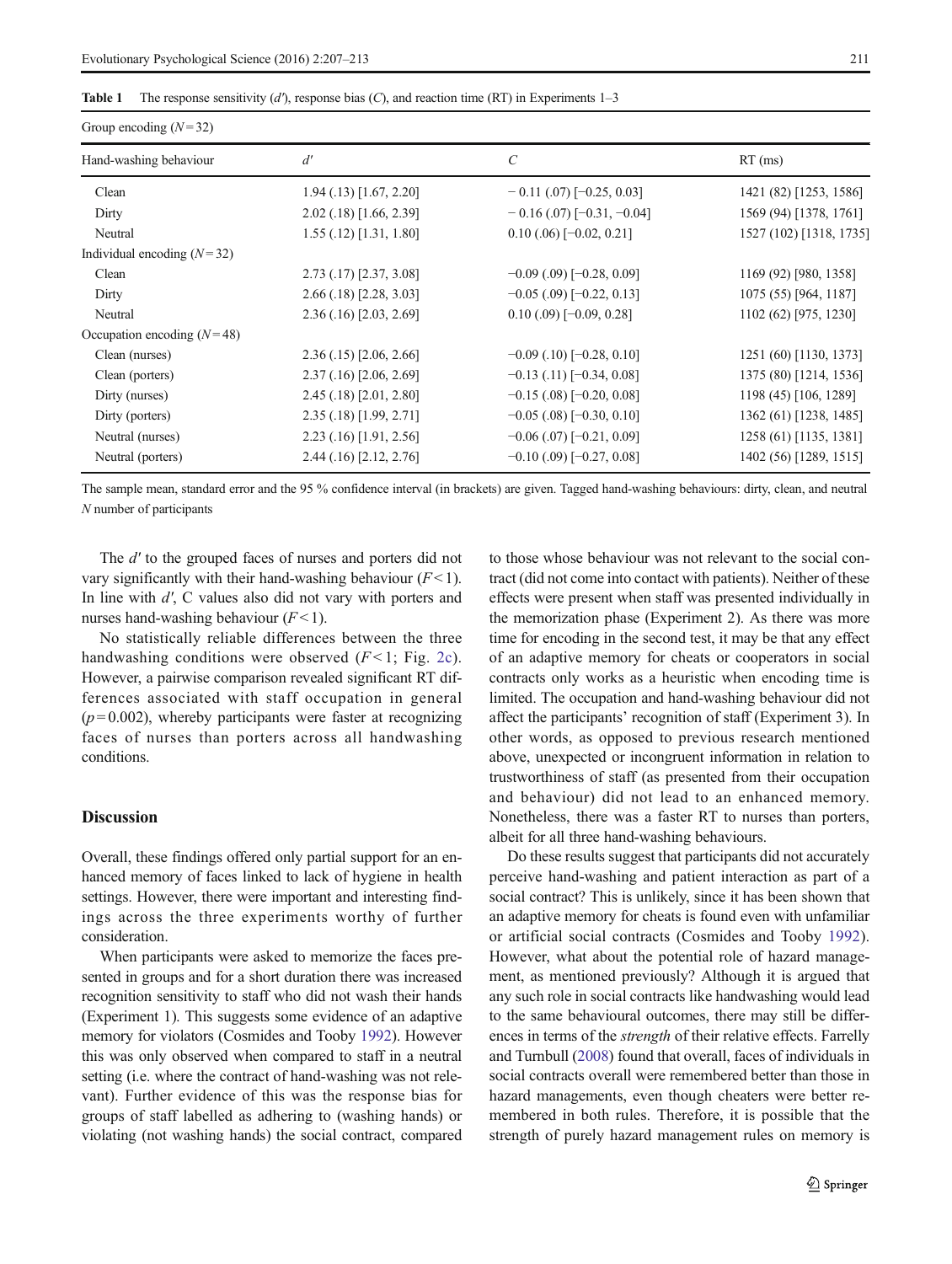**Table 1** The response sensitivity ($d'$), response bias ($C$), and reaction time (RT) in Experiments 1–3

| Hand-washing behaviour | $d'$ | $C$ | RT (ms) |
|---|---|---|---|
| Group encoding ($N = 32$) | | | |
| Clean | 1.94 (.13) [1.67, 2.20] | − 0.11 (.07) [−0.25, 0.03] | 1421 (82) [1253, 1586] |
| Dirty | 2.02 (.18) [1.66, 2.39] | − 0.16 (.07) [−0.31, −0.04] | 1569 (94) [1378, 1761] |
| Neutral | 1.55 (.12) [1.31, 1.80] | 0.10 (.06) [−0.02, 0.21] | 1527 (102) [1318, 1735] |
| Individual encoding ($N = 32$) | | | |
| Clean | 2.73 (.17) [2.37, 3.08] | −0.09 (.09) [−0.28, 0.09] | 1169 (92) [980, 1358] |
| Dirty | 2.66 (.18) [2.28, 3.03] | −0.05 (.09) [−0.22, 0.13] | 1075 (55) [964, 1187] |
| Neutral | 2.36 (.16) [2.03, 2.69] | 0.10 (.09) [−0.09, 0.28] | 1102 (62) [975, 1230] |
| Occupation encoding ($N = 48$) | | | |
| Clean (nurses) | 2.36 (.15) [2.06, 2.66] | −0.09 (.10) [−0.28, 0.10] | 1251 (60) [1130, 1373] |
| Clean (porters) | 2.37 (.16) [2.06, 2.69] | −0.13 (.11) [−0.34, 0.08] | 1375 (80) [1214, 1536] |
| Dirty (nurses) | 2.45 (.18) [2.01, 2.80] | −0.15 (.08) [−0.20, 0.08] | 1198 (45) [106, 1289] |
| Dirty (porters) | 2.35 (.18) [1.99, 2.71] | −0.05 (.08) [−0.30, 0.10] | 1362 (61) [1238, 1485] |
| Neutral (nurses) | 2.23 (.16) [1.91, 2.56] | −0.06 (.07) [−0.21, 0.09] | 1258 (61) [1135, 1381] |
| Neutral (porters) | 2.44 (.16) [2.12, 2.76] | −0.10 (.09) [−0.27, 0.08] | 1402 (56) [1289, 1515] |

The sample mean, standard error and the 95 % confidence interval (in brackets) are given. Tagged hand-washing behaviours: dirty, clean, and neutral

*N* number of participants

The $d'$ to the grouped faces of nurses and porters did not vary significantly with their hand-washing behaviour ($F < 1$). In line with $d'$, C values also did not vary with porters and nurses hand-washing behaviour ($F < 1$).

No statistically reliable differences between the three handwashing conditions were observed ($F < 1$; Fig. 2c). However, a pairwise comparison revealed significant RT differences associated with staff occupation in general ($p = 0.002$), whereby participants were faster at recognizing faces of nurses than porters across all handwashing conditions.

## Discussion

Overall, these findings offered only partial support for an enhanced memory of faces linked to lack of hygiene in health settings. However, there were important and interesting findings across the three experiments worthy of further consideration.

When participants were asked to memorize the faces presented in groups and for a short duration there was increased recognition sensitivity to staff who did not wash their hands (Experiment 1). This suggests some evidence of an adaptive memory for violators (Cosmides and Tooby 1992). However this was only observed when compared to staff in a neutral setting (i.e. where the contract of hand-washing was not relevant). Further evidence of this was the response bias for groups of staff labelled as adhering to (washing hands) or violating (not washing hands) the social contract, compared to those whose behaviour was not relevant to the social contract (did not come into contact with patients). Neither of these effects were present when staff was presented individually in the memorization phase (Experiment 2). As there was more time for encoding in the second test, it may be that any effect of an adaptive memory for cheats or cooperators in social contracts only works as a heuristic when encoding time is limited. The occupation and hand-washing behaviour did not affect the participants' recognition of staff (Experiment 3). In other words, as opposed to previous research mentioned above, unexpected or incongruent information in relation to trustworthiness of staff (as presented from their occupation and behaviour) did not lead to an enhanced memory. Nonetheless, there was a faster RT to nurses than porters, albeit for all three hand-washing behaviours.

Do these results suggest that participants did not accurately perceive hand-washing and patient interaction as part of a social contract? This is unlikely, since it has been shown that an adaptive memory for cheats is found even with unfamiliar or artificial social contracts (Cosmides and Tooby 1992). However, what about the potential role of hazard management, as mentioned previously? Although it is argued that any such role in social contracts like handwashing would lead to the same behavioural outcomes, there may still be differences in terms of the *strength* of their relative effects. Farrelly and Turnbull (2008) found that overall, faces of individuals in social contracts overall were remembered better than those in hazard managements, even though cheaters were better remembered in both rules. Therefore, it is possible that the strength of purely hazard management rules on memory is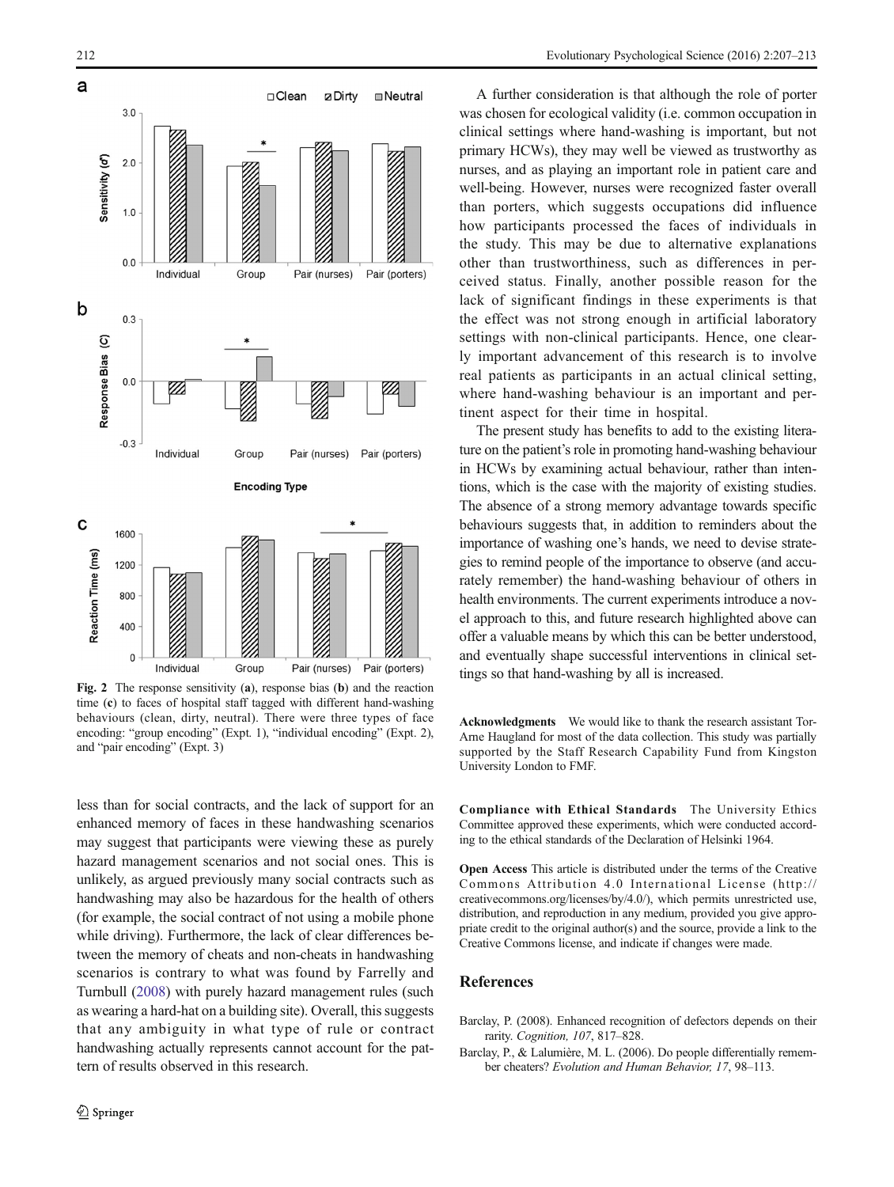a

□Clean ▨Dirty ▩Neutral

Sensitivity ($d'$)

3.0
2.0
1.0
0.0

*

Individual Group Pair (nurses) Pair (porters)

b

Response Bias ($C$)

0.3
0.0
-0.3

*

Individual Group Pair (nurses) Pair (porters)

Encoding Type

c

Reaction Time (ms)

1600
1200
800
400
0

*

Individual Group Pair (nurses) Pair (porters)

**Fig. 2** The response sensitivity (**a**), response bias (**b**) and the reaction time (**c**) to faces of hospital staff tagged with different hand-washing behaviours (clean, dirty, neutral). There were three types of face encoding: "group encoding" (Expt. 1), "individual encoding" (Expt. 2), and "pair encoding" (Expt. 3)

less than for social contracts, and the lack of support for an enhanced memory of faces in these handwashing scenarios may suggest that participants were viewing these as purely hazard management scenarios and not social ones. This is unlikely, as argued previously many social contracts such as handwashing may also be hazardous for the health of others (for example, the social contract of not using a mobile phone while driving). Furthermore, the lack of clear differences between the memory of cheats and non-cheats in handwashing scenarios is contrary to what was found by Farrelly and Turnbull (2008) with purely hazard management rules (such as wearing a hard-hat on a building site). Overall, this suggests that any ambiguity in what type of rule or contract handwashing actually represents cannot account for the pattern of results observed in this research.

A further consideration is that although the role of porter was chosen for ecological validity (i.e. common occupation in clinical settings where hand-washing is important, but not primary HCWs), they may well be viewed as trustworthy as nurses, and as playing an important role in patient care and well-being. However, nurses were recognized faster overall than porters, which suggests occupations did influence how participants processed the faces of individuals in the study. This may be due to alternative explanations other than trustworthiness, such as differences in perceived status. Finally, another possible reason for the lack of significant findings in these experiments is that the effect was not strong enough in artificial laboratory settings with non-clinical participants. Hence, one clearly important advancement of this research is to involve real patients as participants in an actual clinical setting, where hand-washing behaviour is an important and pertinent aspect for their time in hospital.

The present study has benefits to add to the existing literature on the patient's role in promoting hand-washing behaviour in HCWs by examining actual behaviour, rather than intentions, which is the case with the majority of existing studies. The absence of a strong memory advantage towards specific behaviours suggests that, in addition to reminders about the importance of washing one's hands, we need to devise strategies to remind people of the importance to observe (and accurately remember) the hand-washing behaviour of others in health environments. The current experiments introduce a novel approach to this, and future research highlighted above can offer a valuable means by which this can be better understood, and eventually shape successful interventions in clinical settings so that hand-washing by all is increased.

**Acknowledgments** We would like to thank the research assistant Tor-Arne Haugland for most of the data collection. This study was partially supported by the Staff Research Capability Fund from Kingston University London to FMF.

**Compliance with Ethical Standards** The University Ethics Committee approved these experiments, which were conducted according to the ethical standards of the Declaration of Helsinki 1964.

**Open Access** This article is distributed under the terms of the Creative Commons Attribution 4.0 International License (http://creativecommons.org/licenses/by/4.0/), which permits unrestricted use, distribution, and reproduction in any medium, provided you give appropriate credit to the original author(s) and the source, provide a link to the Creative Commons license, and indicate if changes were made.

## References

Barclay, P. (2008). Enhanced recognition of defectors depends on their rarity. *Cognition, 107*, 817–828.

Barclay, P., & Lalumière, M. L. (2006). Do people differentially remember cheaters? *Evolution and Human Behavior, 17*, 98–113.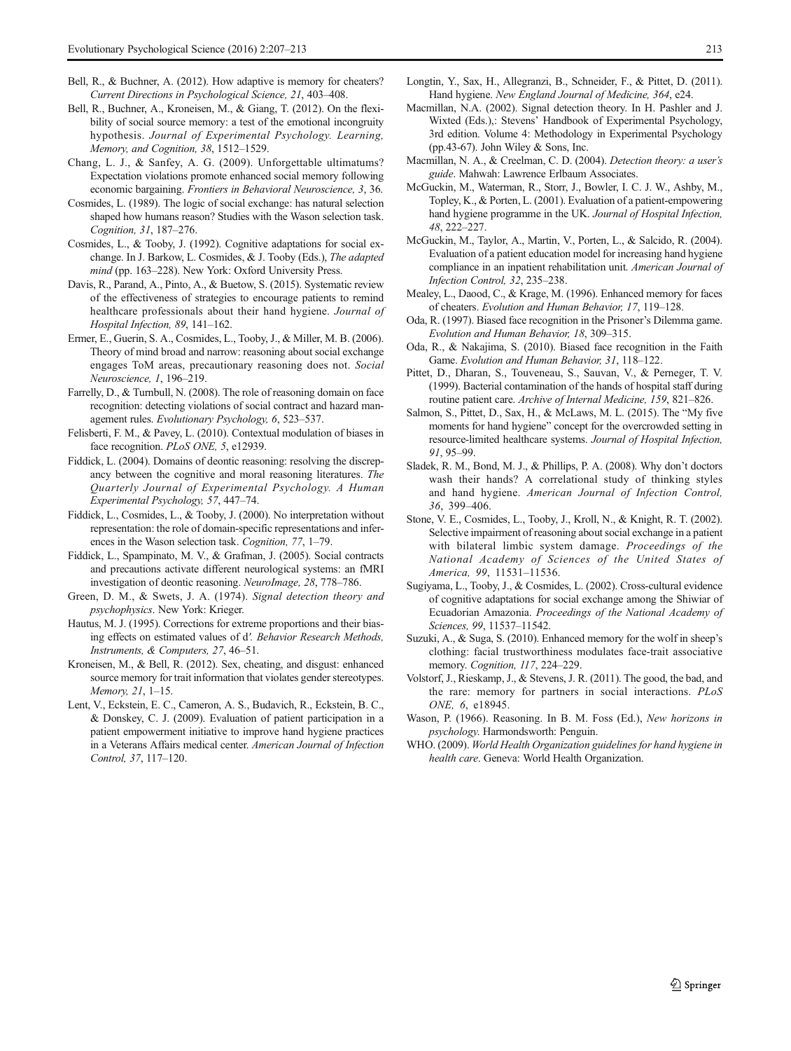Bell, R., & Buchner, A. (2012). How adaptive is memory for cheaters? *Current Directions in Psychological Science, 21*, 403–408.

Bell, R., Buchner, A., Kroneisen, M., & Giang, T. (2012). On the flexibility of social source memory: a test of the emotional incongruity hypothesis. *Journal of Experimental Psychology. Learning, Memory, and Cognition, 38*, 1512–1529.

Chang, L. J., & Sanfey, A. G. (2009). Unforgettable ultimatums? Expectation violations promote enhanced social memory following economic bargaining. *Frontiers in Behavioral Neuroscience, 3*, 36.

Cosmides, L. (1989). The logic of social exchange: has natural selection shaped how humans reason? Studies with the Wason selection task. *Cognition, 31*, 187–276.

Cosmides, L., & Tooby, J. (1992). Cognitive adaptations for social exchange. In J. Barkow, L. Cosmides, & J. Tooby (Eds.), *The adapted mind* (pp. 163–228). New York: Oxford University Press.

Davis, R., Parand, A., Pinto, A., & Buetow, S. (2015). Systematic review of the effectiveness of strategies to encourage patients to remind healthcare professionals about their hand hygiene. *Journal of Hospital Infection, 89*, 141–162.

Ermer, E., Guerin, S. A., Cosmides, L., Tooby, J., & Miller, M. B. (2006). Theory of mind broad and narrow: reasoning about social exchange engages ToM areas, precautionary reasoning does not. *Social Neuroscience, 1*, 196–219.

Farrelly, D., & Turnbull, N. (2008). The role of reasoning domain on face recognition: detecting violations of social contract and hazard management rules. *Evolutionary Psychology, 6*, 523–537.

Felisberti, F. M., & Pavey, L. (2010). Contextual modulation of biases in face recognition. *PLoS ONE, 5*, e12939.

Fiddick, L. (2004). Domains of deontic reasoning: resolving the discrepancy between the cognitive and moral reasoning literatures. *The Quarterly Journal of Experimental Psychology. A Human Experimental Psychology, 57*, 447–74.

Fiddick, L., Cosmides, L., & Tooby, J. (2000). No interpretation without representation: the role of domain-specific representations and inferences in the Wason selection task. *Cognition, 77*, 1–79.

Fiddick, L., Spampinato, M. V., & Grafman, J. (2005). Social contracts and precautions activate different neurological systems: an fMRI investigation of deontic reasoning. *NeuroImage, 28*, 778–786.

Green, D. M., & Swets, J. A. (1974). *Signal detection theory and psychophysics*. New York: Krieger.

Hautus, M. J. (1995). Corrections for extreme proportions and their biasing effects on estimated values of d′. *Behavior Research Methods, Instruments, & Computers, 27*, 46–51.

Kroneisen, M., & Bell, R. (2012). Sex, cheating, and disgust: enhanced source memory for trait information that violates gender stereotypes. *Memory, 21*, 1–15.

Lent, V., Eckstein, E. C., Cameron, A. S., Budavich, R., Eckstein, B. C., & Donskey, C. J. (2009). Evaluation of patient participation in a patient empowerment initiative to improve hand hygiene practices in a Veterans Affairs medical center. *American Journal of Infection Control, 37*, 117–120.

Longtin, Y., Sax, H., Allegranzi, B., Schneider, F., & Pittet, D. (2011). Hand hygiene. *New England Journal of Medicine, 364*, e24.

Macmillan, N.A. (2002). Signal detection theory. In H. Pashler and J. Wixted (Eds.),: Stevens' Handbook of Experimental Psychology, 3rd edition. Volume 4: Methodology in Experimental Psychology (pp.43-67). John Wiley & Sons, Inc.

Macmillan, N. A., & Creelman, C. D. (2004). *Detection theory: a user's guide*. Mahwah: Lawrence Erlbaum Associates.

McGuckin, M., Waterman, R., Storr, J., Bowler, I. C. J. W., Ashby, M., Topley, K., & Porten, L. (2001). Evaluation of a patient-empowering hand hygiene programme in the UK. *Journal of Hospital Infection, 48*, 222–227.

McGuckin, M., Taylor, A., Martin, V., Porten, L., & Salcido, R. (2004). Evaluation of a patient education model for increasing hand hygiene compliance in an inpatient rehabilitation unit. *American Journal of Infection Control, 32*, 235–238.

Mealey, L., Daood, C., & Krage, M. (1996). Enhanced memory for faces of cheaters. *Evolution and Human Behavior, 17*, 119–128.

Oda, R. (1997). Biased face recognition in the Prisoner's Dilemma game. *Evolution and Human Behavior, 18*, 309–315.

Oda, R., & Nakajima, S. (2010). Biased face recognition in the Faith Game. *Evolution and Human Behavior, 31*, 118–122.

Pittet, D., Dharan, S., Touveneau, S., Sauvan, V., & Perneger, T. V. (1999). Bacterial contamination of the hands of hospital staff during routine patient care. *Archive of Internal Medicine, 159*, 821–826.

Salmon, S., Pittet, D., Sax, H., & McLaws, M. L. (2015). The "My five moments for hand hygiene" concept for the overcrowded setting in resource-limited healthcare systems. *Journal of Hospital Infection, 91*, 95–99.

Sladek, R. M., Bond, M. J., & Phillips, P. A. (2008). Why don't doctors wash their hands? A correlational study of thinking styles and hand hygiene. *American Journal of Infection Control, 36*, 399–406.

Stone, V. E., Cosmides, L., Tooby, J., Kroll, N., & Knight, R. T. (2002). Selective impairment of reasoning about social exchange in a patient with bilateral limbic system damage. *Proceedings of the National Academy of Sciences of the United States of America, 99*, 11531–11536.

Sugiyama, L., Tooby, J., & Cosmides, L. (2002). Cross-cultural evidence of cognitive adaptations for social exchange among the Shiwiar of Ecuadorian Amazonia. *Proceedings of the National Academy of Sciences, 99*, 11537–11542.

Suzuki, A., & Suga, S. (2010). Enhanced memory for the wolf in sheep's clothing: facial trustworthiness modulates face-trait associative memory. *Cognition, 117*, 224–229.

Volstorf, J., Rieskamp, J., & Stevens, J. R. (2011). The good, the bad, and the rare: memory for partners in social interactions. *PLoS ONE, 6*, e18945.

Wason, P. (1966). Reasoning. In B. M. Foss (Ed.), *New horizons in psychology*. Harmondsworth: Penguin.

WHO. (2009). *World Health Organization guidelines for hand hygiene in health care*. Geneva: World Health Organization.